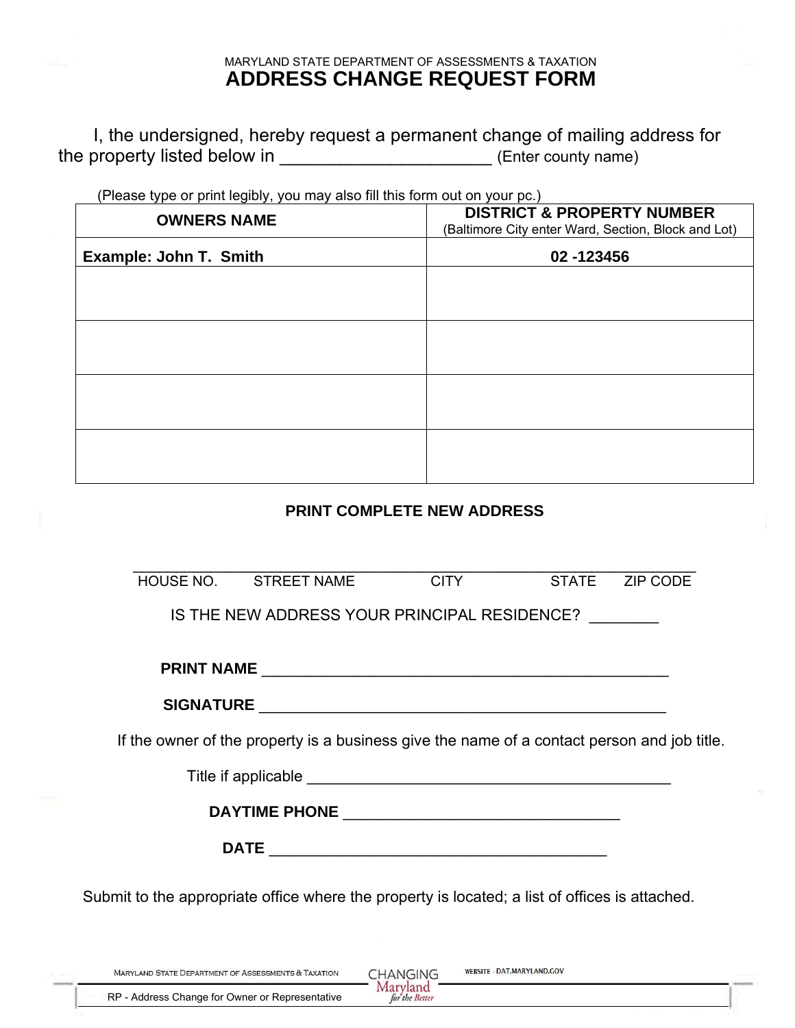MARYLAND STATE DEPARTMENT OF ASSESSMENTS & TAXATION

# ADDRESS CHANGE REQUEST FORM

I, the undersigned, hereby request a permanent change of mailing address for the property listed below in _____________________ (Enter county name)

(Please type or print legibly, you may also fill this form out on your pc.)

| OWNERS NAME | DISTRICT & PROPERTY NUMBER (Baltimore City enter Ward, Section, Block and Lot) |
|---|---|
| **Example: John T. Smith** | **02 -123456** |
| | |
| | |
| | |
| | |

**PRINT COMPLETE NEW ADDRESS**

_______________________________________________________________________

HOUSE NO. STREET NAME CITY STATE ZIP CODE

IS THE NEW ADDRESS YOUR PRINCIPAL RESIDENCE? ________

**PRINT NAME** ______________________________________________

**SIGNATURE** ______________________________________________

If the owner of the property is a business give the name of a contact person and job title.

Title if applicable ___________________________________________

**DAYTIME PHONE** _______________________________

**DATE** ______________________________________

Submit to the appropriate office where the property is located; a list of offices is attached.

MARYLAND STATE DEPARTMENT OF ASSESSMENTS & TAXATION

RP - Address Change for Owner or Representative

WEBSITE - DAT.MARYLAND.GOV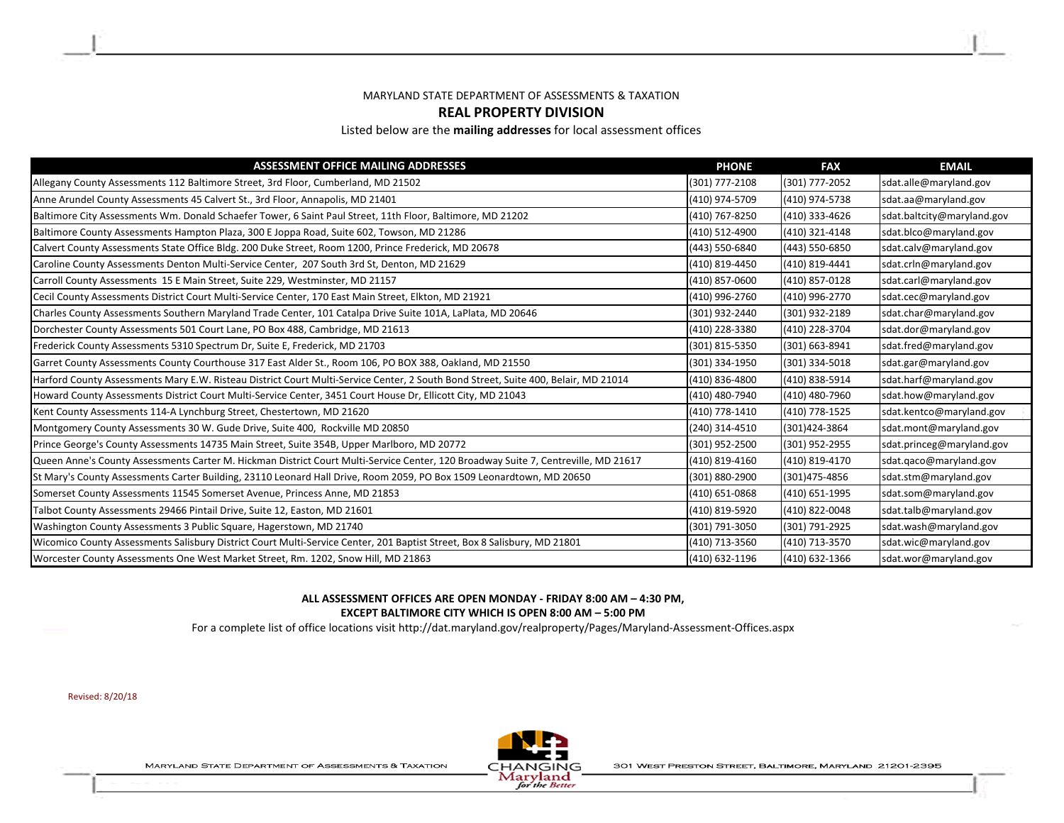MARYLAND STATE DEPARTMENT OF ASSESSMENTS & TAXATION

## REAL PROPERTY DIVISION

Listed below are the **mailing addresses** for local assessment offices

| ASSESSMENT OFFICE MAILING ADDRESSES | PHONE | FAX | EMAIL |
|---|---|---|---|
| Allegany County Assessments 112 Baltimore Street, 3rd Floor, Cumberland, MD 21502 | (301) 777-2108 | (301) 777-2052 | sdat.alle@maryland.gov |
| Anne Arundel County Assessments 45 Calvert St., 3rd Floor, Annapolis, MD 21401 | (410) 974-5709 | (410) 974-5738 | sdat.aa@maryland.gov |
| Baltimore City Assessments Wm. Donald Schaefer Tower, 6 Saint Paul Street, 11th Floor, Baltimore, MD 21202 | (410) 767-8250 | (410) 333-4626 | sdat.baltcity@maryland.gov |
| Baltimore County Assessments Hampton Plaza, 300 E Joppa Road, Suite 602, Towson, MD 21286 | (410) 512-4900 | (410) 321-4148 | sdat.blco@maryland.gov |
| Calvert County Assessments State Office Bldg. 200 Duke Street, Room 1200, Prince Frederick, MD 20678 | (443) 550-6840 | (443) 550-6850 | sdat.calv@maryland.gov |
| Caroline County Assessments Denton Multi-Service Center, 207 South 3rd St, Denton, MD 21629 | (410) 819-4450 | (410) 819-4441 | sdat.crln@maryland.gov |
| Carroll County Assessments 15 E Main Street, Suite 229, Westminster, MD 21157 | (410) 857-0600 | (410) 857-0128 | sdat.carl@maryland.gov |
| Cecil County Assessments District Court Multi-Service Center, 170 East Main Street, Elkton, MD 21921 | (410) 996-2760 | (410) 996-2770 | sdat.cec@maryland.gov |
| Charles County Assessments Southern Maryland Trade Center, 101 Catalpa Drive Suite 101A, LaPlata, MD 20646 | (301) 932-2440 | (301) 932-2189 | sdat.char@maryland.gov |
| Dorchester County Assessments 501 Court Lane, PO Box 488, Cambridge, MD 21613 | (410) 228-3380 | (410) 228-3704 | sdat.dor@maryland.gov |
| Frederick County Assessments 5310 Spectrum Dr, Suite E, Frederick, MD 21703 | (301) 815-5350 | (301) 663-8941 | sdat.fred@maryland.gov |
| Garret County Assessments County Courthouse 317 East Alder St., Room 106, PO BOX 388, Oakland, MD 21550 | (301) 334-1950 | (301) 334-5018 | sdat.gar@maryland.gov |
| Harford County Assessments Mary E.W. Risteau District Court Multi-Service Center, 2 South Bond Street, Suite 400, Belair, MD 21014 | (410) 836-4800 | (410) 838-5914 | sdat.harf@maryland.gov |
| Howard County Assessments District Court Multi-Service Center, 3451 Court House Dr, Ellicott City, MD 21043 | (410) 480-7940 | (410) 480-7960 | sdat.how@maryland.gov |
| Kent County Assessments 114-A Lynchburg Street, Chestertown, MD 21620 | (410) 778-1410 | (410) 778-1525 | sdat.kentco@maryland.gov |
| Montgomery County Assessments 30 W. Gude Drive, Suite 400, Rockville MD 20850 | (240) 314-4510 | (301)424-3864 | sdat.mont@maryland.gov |
| Prince George's County Assessments 14735 Main Street, Suite 354B, Upper Marlboro, MD 20772 | (301) 952-2500 | (301) 952-2955 | sdat.princeg@maryland.gov |
| Queen Anne's County Assessments Carter M. Hickman District Court Multi-Service Center, 120 Broadway Suite 7, Centreville, MD 21617 | (410) 819-4160 | (410) 819-4170 | sdat.qaco@maryland.gov |
| St Mary's County Assessments Carter Building, 23110 Leonard Hall Drive, Room 2059, PO Box 1509 Leonardtown, MD 20650 | (301) 880-2900 | (301)475-4856 | sdat.stm@maryland.gov |
| Somerset County Assessments 11545 Somerset Avenue, Princess Anne, MD 21853 | (410) 651-0868 | (410) 651-1995 | sdat.som@maryland.gov |
| Talbot County Assessments 29466 Pintail Drive, Suite 12, Easton, MD 21601 | (410) 819-5920 | (410) 822-0048 | sdat.talb@maryland.gov |
| Washington County Assessments 3 Public Square, Hagerstown, MD 21740 | (301) 791-3050 | (301) 791-2925 | sdat.wash@maryland.gov |
| Wicomico County Assessments Salisbury District Court Multi-Service Center, 201 Baptist Street, Box 8 Salisbury, MD 21801 | (410) 713-3560 | (410) 713-3570 | sdat.wic@maryland.gov |
| Worcester County Assessments One West Market Street, Rm. 1202, Snow Hill, MD 21863 | (410) 632-1196 | (410) 632-1366 | sdat.wor@maryland.gov |

**ALL ASSESSMENT OFFICES ARE OPEN MONDAY - FRIDAY 8:00 AM – 4:30 PM,**
**EXCEPT BALTIMORE CITY WHICH IS OPEN 8:00 AM – 5:00 PM**

For a complete list of office locations visit http://dat.maryland.gov/realproperty/Pages/Maryland-Assessment-Offices.aspx

Revised: 8/20/18

MARYLAND STATE DEPARTMENT OF ASSESSMENTS & TAXATION — CHANGING Maryland for the Better — 301 WEST PRESTON STREET, BALTIMORE, MARYLAND 21201-2395